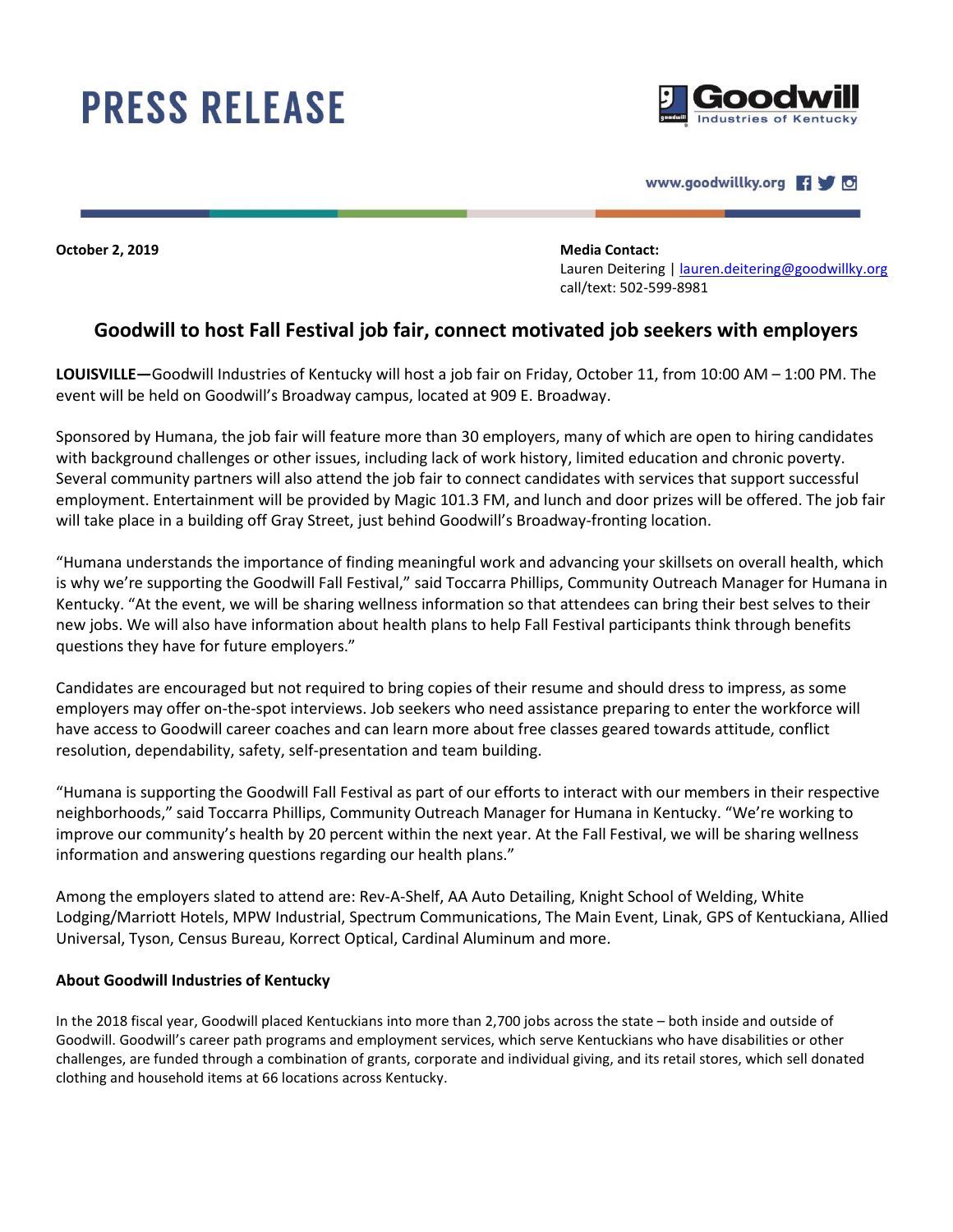# PRESS RELEASE

Goodwill Industries of Kentucky

www.goodwillky.org

**October 2, 2019**

**Media Contact:**
Lauren Deitering | lauren.deitering@goodwillky.org
call/text: 502-599-8981

## Goodwill to host Fall Festival job fair, connect motivated job seekers with employers

**LOUISVILLE—**Goodwill Industries of Kentucky will host a job fair on Friday, October 11, from 10:00 AM – 1:00 PM. The event will be held on Goodwill's Broadway campus, located at 909 E. Broadway.

Sponsored by Humana, the job fair will feature more than 30 employers, many of which are open to hiring candidates with background challenges or other issues, including lack of work history, limited education and chronic poverty. Several community partners will also attend the job fair to connect candidates with services that support successful employment. Entertainment will be provided by Magic 101.3 FM, and lunch and door prizes will be offered. The job fair will take place in a building off Gray Street, just behind Goodwill's Broadway-fronting location.

"Humana understands the importance of finding meaningful work and advancing your skillsets on overall health, which is why we're supporting the Goodwill Fall Festival," said Toccarra Phillips, Community Outreach Manager for Humana in Kentucky. "At the event, we will be sharing wellness information so that attendees can bring their best selves to their new jobs. We will also have information about health plans to help Fall Festival participants think through benefits questions they have for future employers."

Candidates are encouraged but not required to bring copies of their resume and should dress to impress, as some employers may offer on-the-spot interviews. Job seekers who need assistance preparing to enter the workforce will have access to Goodwill career coaches and can learn more about free classes geared towards attitude, conflict resolution, dependability, safety, self-presentation and team building.

"Humana is supporting the Goodwill Fall Festival as part of our efforts to interact with our members in their respective neighborhoods," said Toccarra Phillips, Community Outreach Manager for Humana in Kentucky. "We're working to improve our community's health by 20 percent within the next year. At the Fall Festival, we will be sharing wellness information and answering questions regarding our health plans."

Among the employers slated to attend are: Rev-A-Shelf, AA Auto Detailing, Knight School of Welding, White Lodging/Marriott Hotels, MPW Industrial, Spectrum Communications, The Main Event, Linak, GPS of Kentuckiana, Allied Universal, Tyson, Census Bureau, Korrect Optical, Cardinal Aluminum and more.

### About Goodwill Industries of Kentucky

In the 2018 fiscal year, Goodwill placed Kentuckians into more than 2,700 jobs across the state – both inside and outside of Goodwill. Goodwill's career path programs and employment services, which serve Kentuckians who have disabilities or other challenges, are funded through a combination of grants, corporate and individual giving, and its retail stores, which sell donated clothing and household items at 66 locations across Kentucky.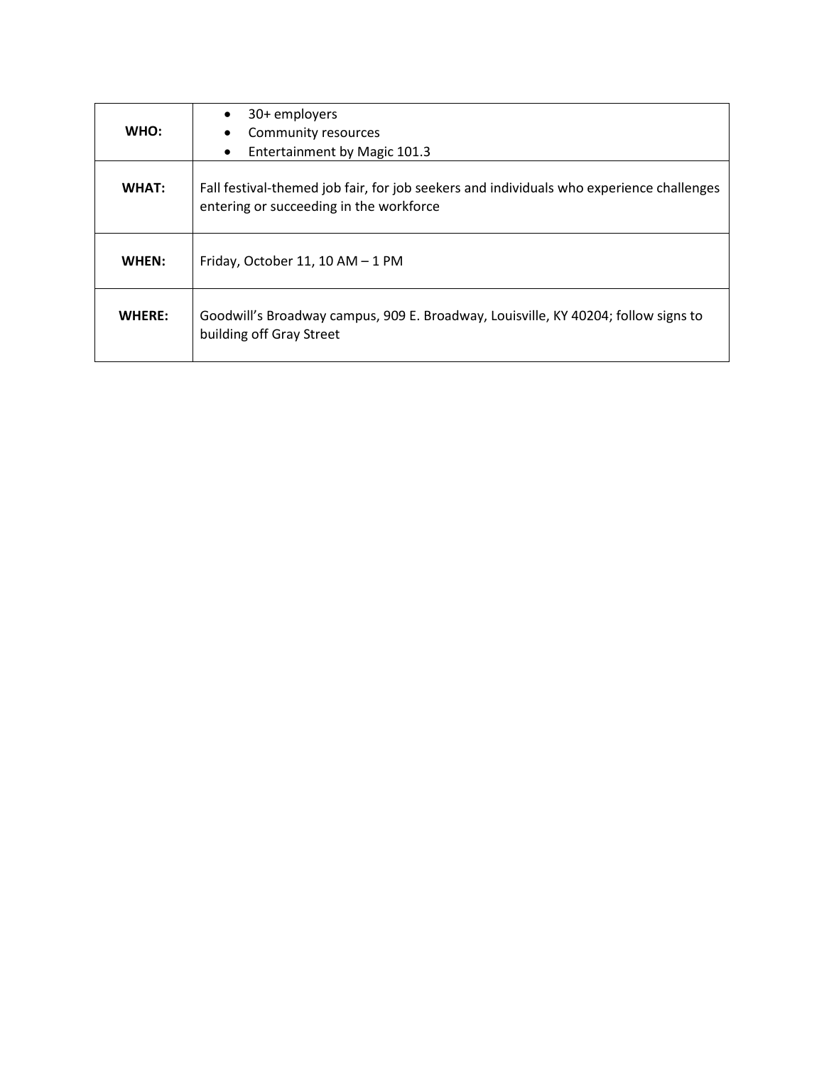| | |
|---|---|
| **WHO:** | • 30+ employers<br>• Community resources<br>• Entertainment by Magic 101.3 |
| **WHAT:** | Fall festival-themed job fair, for job seekers and individuals who experience challenges entering or succeeding in the workforce |
| **WHEN:** | Friday, October 11, 10 AM – 1 PM |
| **WHERE:** | Goodwill's Broadway campus, 909 E. Broadway, Louisville, KY 40204; follow signs to building off Gray Street |